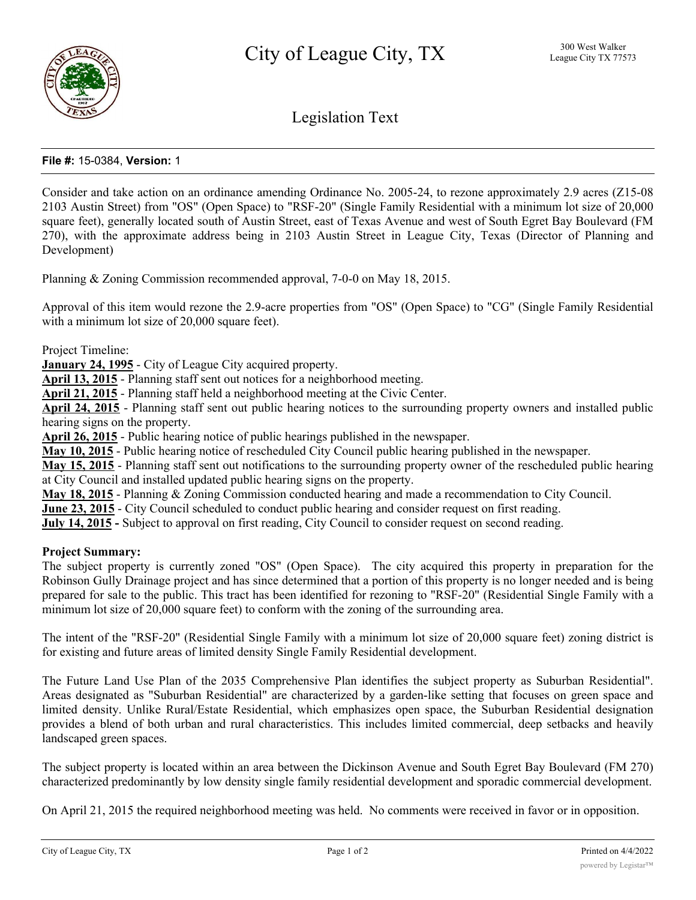# City of League City, TX

300 West Walker
League City TX 77573

## Legislation Text

**File #:** 15-0384, **Version:** 1

Consider and take action on an ordinance amending Ordinance No. 2005-24, to rezone approximately 2.9 acres (Z15-08 2103 Austin Street) from "OS" (Open Space) to "RSF-20" (Single Family Residential with a minimum lot size of 20,000 square feet), generally located south of Austin Street, east of Texas Avenue and west of South Egret Bay Boulevard (FM 270), with the approximate address being in 2103 Austin Street in League City, Texas (Director of Planning and Development)

Planning & Zoning Commission recommended approval, 7-0-0 on May 18, 2015.

Approval of this item would rezone the 2.9-acre properties from "OS" (Open Space) to "CG" (Single Family Residential with a minimum lot size of 20,000 square feet).

Project Timeline:

**January 24, 1995** - City of League City acquired property.

**April 13, 2015** - Planning staff sent out notices for a neighborhood meeting.

**April 21, 2015** - Planning staff held a neighborhood meeting at the Civic Center.

**April 24, 2015** - Planning staff sent out public hearing notices to the surrounding property owners and installed public hearing signs on the property.

**April 26, 2015** - Public hearing notice of public hearings published in the newspaper.

**May 10, 2015** - Public hearing notice of rescheduled City Council public hearing published in the newspaper.

**May 15, 2015** - Planning staff sent out notifications to the surrounding property owner of the rescheduled public hearing at City Council and installed updated public hearing signs on the property.

**May 18, 2015** - Planning & Zoning Commission conducted hearing and made a recommendation to City Council.

**June 23, 2015** - City Council scheduled to conduct public hearing and consider request on first reading.

**July 14, 2015 -** Subject to approval on first reading, City Council to consider request on second reading.

**Project Summary:**

The subject property is currently zoned "OS" (Open Space). The city acquired this property in preparation for the Robinson Gully Drainage project and has since determined that a portion of this property is no longer needed and is being prepared for sale to the public. This tract has been identified for rezoning to "RSF-20" (Residential Single Family with a minimum lot size of 20,000 square feet) to conform with the zoning of the surrounding area.

The intent of the "RSF-20" (Residential Single Family with a minimum lot size of 20,000 square feet) zoning district is for existing and future areas of limited density Single Family Residential development.

The Future Land Use Plan of the 2035 Comprehensive Plan identifies the subject property as Suburban Residential". Areas designated as "Suburban Residential" are characterized by a garden-like setting that focuses on green space and limited density. Unlike Rural/Estate Residential, which emphasizes open space, the Suburban Residential designation provides a blend of both urban and rural characteristics. This includes limited commercial, deep setbacks and heavily landscaped green spaces.

The subject property is located within an area between the Dickinson Avenue and South Egret Bay Boulevard (FM 270) characterized predominantly by low density single family residential development and sporadic commercial development.

On April 21, 2015 the required neighborhood meeting was held. No comments were received in favor or in opposition.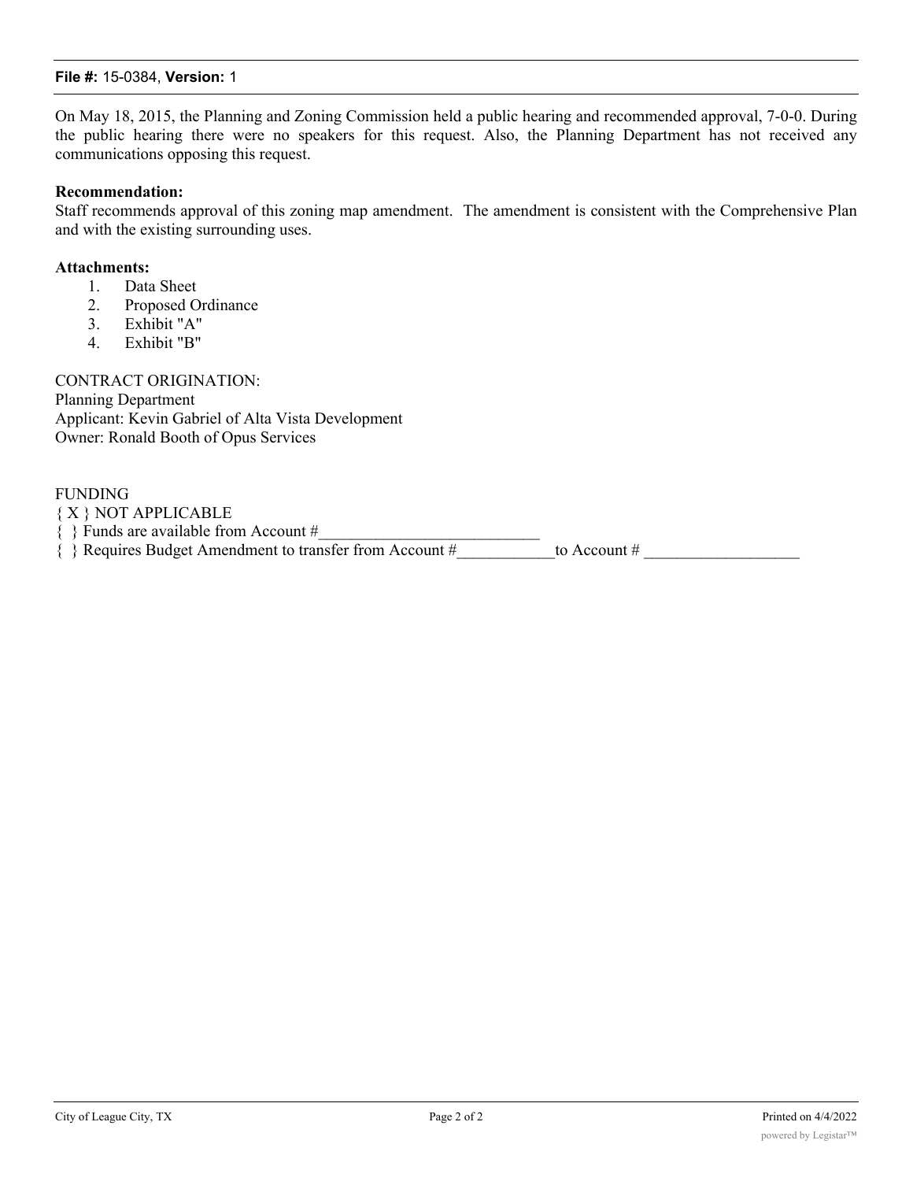On May 18, 2015, the Planning and Zoning Commission held a public hearing and recommended approval, 7-0-0. During the public hearing there were no speakers for this request. Also, the Planning Department has not received any communications opposing this request.

**Recommendation:**
Staff recommends approval of this zoning map amendment. The amendment is consistent with the Comprehensive Plan and with the existing surrounding uses.

**Attachments:**

1. Data Sheet
2. Proposed Ordinance
3. Exhibit "A"
4. Exhibit "B"

CONTRACT ORIGINATION:
Planning Department
Applicant: Kevin Gabriel of Alta Vista Development
Owner: Ronald Booth of Opus Services

FUNDING
{ X } NOT APPLICABLE
{ } Funds are available from Account #___________________________
{ } Requires Budget Amendment to transfer from Account #____________to Account # ___________________